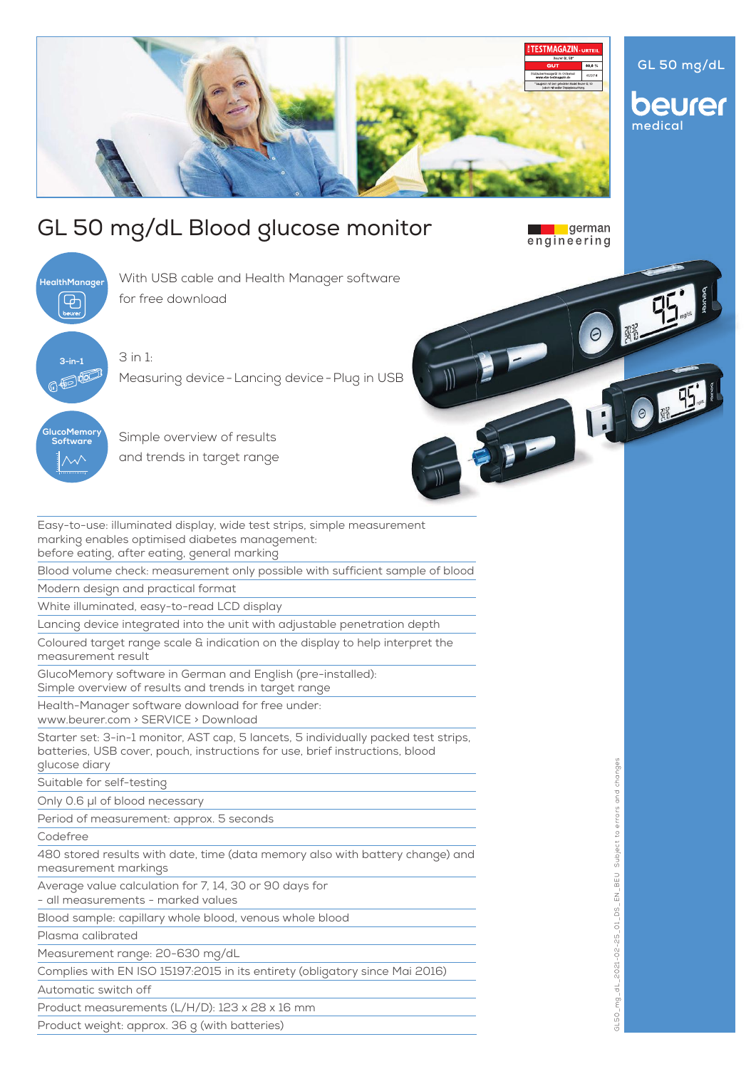GL 50 mg/dL

beurer medical

# GL 50 mg/dL Blood glucose monitor

german engineering

**HealthManager** — With USB cable and Health Manager software for free download

**3-in-1** — 3 in 1: Measuring device - Lancing device - Plug in USB

**GlucoMemory Software** — Simple overview of results and trends in target range

- Easy-to-use: illuminated display, wide test strips, simple measurement marking enables optimised diabetes management: before eating, after eating, general marking
- Blood volume check: measurement only possible with sufficient sample of blood
- Modern design and practical format
- White illuminated, easy-to-read LCD display
- Lancing device integrated into the unit with adjustable penetration depth
- Coloured target range scale & indication on the display to help interpret the measurement result
- GlucoMemory software in German and English (pre-installed): Simple overview of results and trends in target range
- Health-Manager software download for free under: www.beurer.com › SERVICE › Download
- Starter set: 3-in-1 monitor, AST cap, 5 lancets, 5 individually packed test strips, batteries, USB cover, pouch, instructions for use, brief instructions, blood glucose diary
- Suitable for self-testing
- Only 0.6 µl of blood necessary
- Period of measurement: approx. 5 seconds
- Codefree
- 480 stored results with date, time (data memory also with battery change) and measurement markings
- Average value calculation for 7, 14, 30 or 90 days for - all measurements - marked values
- Blood sample: capillary whole blood, venous whole blood
- Plasma calibrated
- Measurement range: 20-630 mg/dL
- Complies with EN ISO 15197:2015 in its entirety (obligatory since Mai 2016)
- Automatic switch off
- Product measurements (L/H/D): 123 x 28 x 16 mm
- Product weight: approx. 36 g (with batteries)

GL50_mg_dL_2021-02-25_01_DS_EN_BEU Subject to errors and changes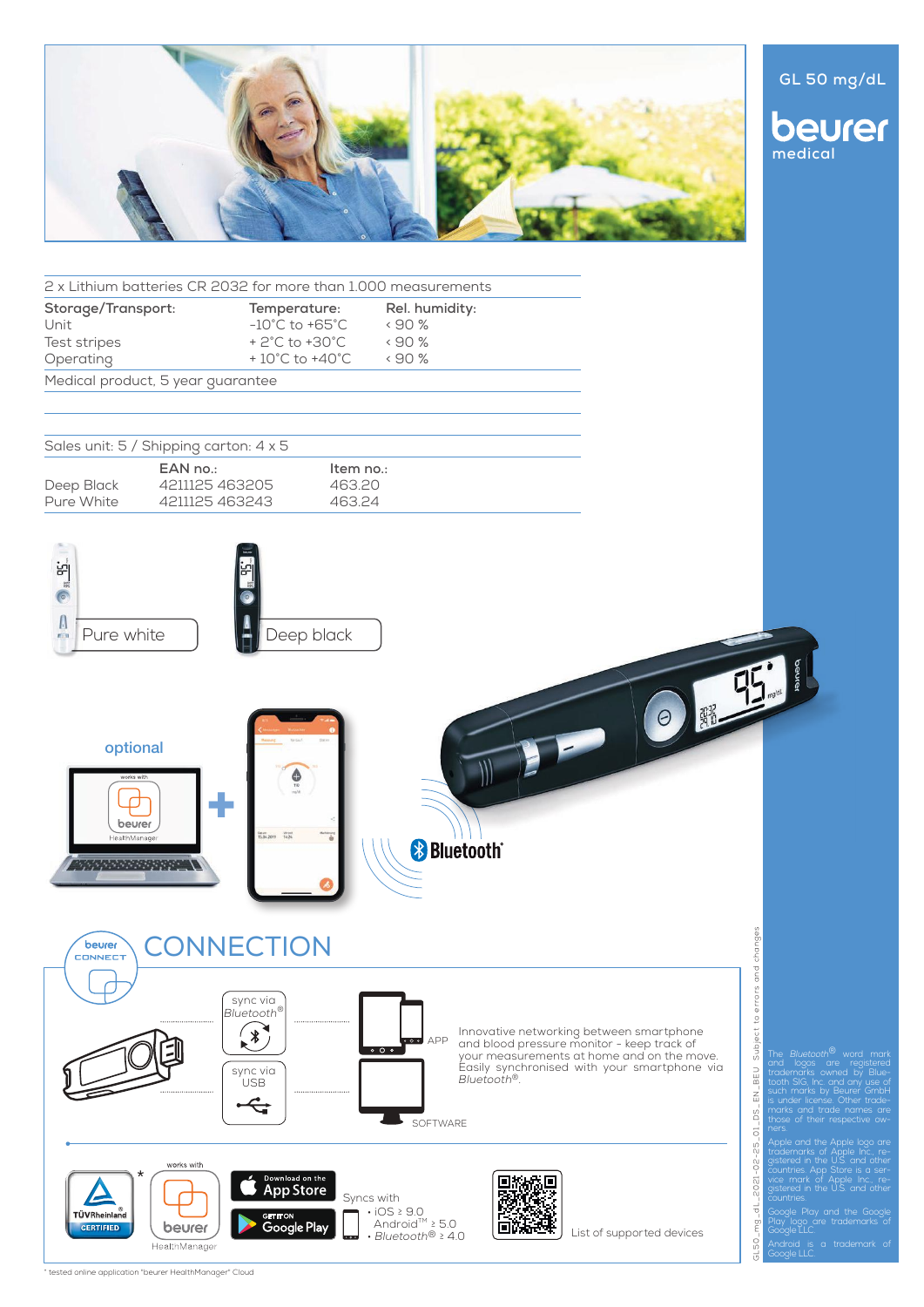GL 50 mg/dL

beurer medical

2 x Lithium batteries CR 2032 for more than 1.000 measurements

| Storage/Transport: | Temperature: | Rel. humidity: |
|---|---|---|
| Unit | -10°C to +65°C | ‹ 90 % |
| Test stripes | + 2°C to +30°C | ‹ 90 % |
| Operating | + 10°C to +40°C | ‹ 90 % |

Medical product, 5 year guarantee

Sales unit: 5 / Shipping carton: 4 x 5

| | EAN no.: | Item no.: |
|---|---|---|
| Deep Black | 4211125 463205 | 463.20 |
| Pure White | 4211125 463243 | 463.24 |

Pure white

Deep black

optional

Bluetooth®

## CONNECTION

sync via *Bluetooth®*

sync via USB

APP

SOFTWARE

Innovative networking between smartphone and blood pressure monitor – keep track of your measurements at home and on the move. Easily synchronised with your smartphone via *Bluetooth®*.

TÜVRheinland CERTIFIED *

works with beurer HealthManager

Download on the App Store

GET IT ON Google Play

Syncs with
- iOS ≥ 9.0
- Android™ ≥ 5.0
- *Bluetooth®* ≥ 4.0

List of supported devices

\* tested online application "beurer HealthManager" Cloud

The *Bluetooth®* word mark and logos are registered trademarks owned by Bluetooth SIG, Inc. and any use of such marks by Beurer GmbH is under license. Other trademarks and trade names are those of their respective owners.

Apple and the Apple logo are trademarks of Apple Inc., registered in the U.S. and other countries. App Store is a service mark of Apple Inc., registered in the U.S. and other countries.

Google Play and the Google Play logo are trademarks of Google LLC.

Android is a trademark of Google LLC.

GL50_mg_dL_2021-02-25_01_DS_EN_BEU Subject to errors and changes